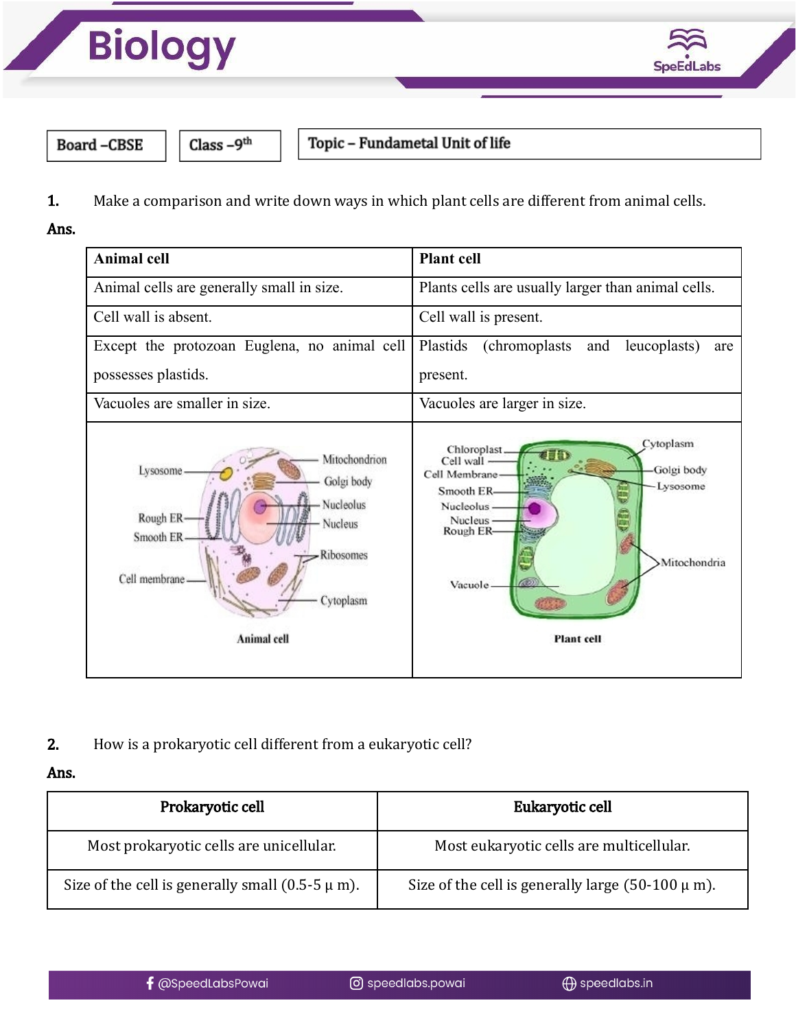# Biology

| Board –CBSE | Class –9th | Topic – Fundametal Unit of life |
|---|---|---|

**1.** Make a comparison and write down ways in which plant cells are different from animal cells.

**Ans.**

| Animal cell | Plant cell |
|---|---|
| Animal cells are generally small in size. | Plants cells are usually larger than animal cells. |
| Cell wall is absent. | Cell wall is present. |
| Except the protozoan Euglena, no animal cell possesses plastids. | Plastids (chromoplasts and leucoplasts) are present. |
| Vacuoles are smaller in size. | Vacuoles are larger in size. |
| Animal cell | Plant cell |

**2.** How is a prokaryotic cell different from a eukaryotic cell?

**Ans.**

| Prokaryotic cell | Eukaryotic cell |
|---|---|
| Most prokaryotic cells are unicellular. | Most eukaryotic cells are multicellular. |
| Size of the cell is generally small (0.5-5 $\mu$ m). | Size of the cell is generally large (50-100 $\mu$ m). |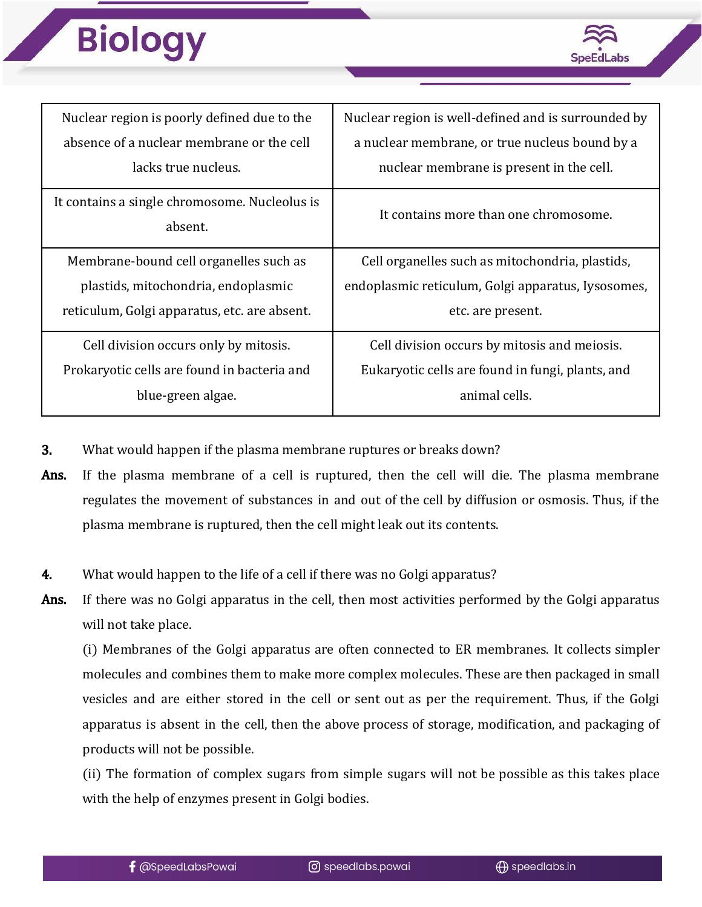| | |
|---|---|
| Nuclear region is poorly defined due to the absence of a nuclear membrane or the cell lacks true nucleus. | Nuclear region is well-defined and is surrounded by a nuclear membrane, or true nucleus bound by a nuclear membrane is present in the cell. |
| It contains a single chromosome. Nucleolus is absent. | It contains more than one chromosome. |
| Membrane-bound cell organelles such as plastids, mitochondria, endoplasmic reticulum, Golgi apparatus, etc. are absent. | Cell organelles such as mitochondria, plastids, endoplasmic reticulum, Golgi apparatus, lysosomes, etc. are present. |
| Cell division occurs only by mitosis. Prokaryotic cells are found in bacteria and blue-green algae. | Cell division occurs by mitosis and meiosis. Eukaryotic cells are found in fungi, plants, and animal cells. |

**3.** What would happen if the plasma membrane ruptures or breaks down?

**Ans.** If the plasma membrane of a cell is ruptured, then the cell will die. The plasma membrane regulates the movement of substances in and out of the cell by diffusion or osmosis. Thus, if the plasma membrane is ruptured, then the cell might leak out its contents.

**4.** What would happen to the life of a cell if there was no Golgi apparatus?

**Ans.** If there was no Golgi apparatus in the cell, then most activities performed by the Golgi apparatus will not take place.

(i) Membranes of the Golgi apparatus are often connected to ER membranes. It collects simpler molecules and combines them to make more complex molecules. These are then packaged in small vesicles and are either stored in the cell or sent out as per the requirement. Thus, if the Golgi apparatus is absent in the cell, then the above process of storage, modification, and packaging of products will not be possible.

(ii) The formation of complex sugars from simple sugars will not be possible as this takes place with the help of enzymes present in Golgi bodies.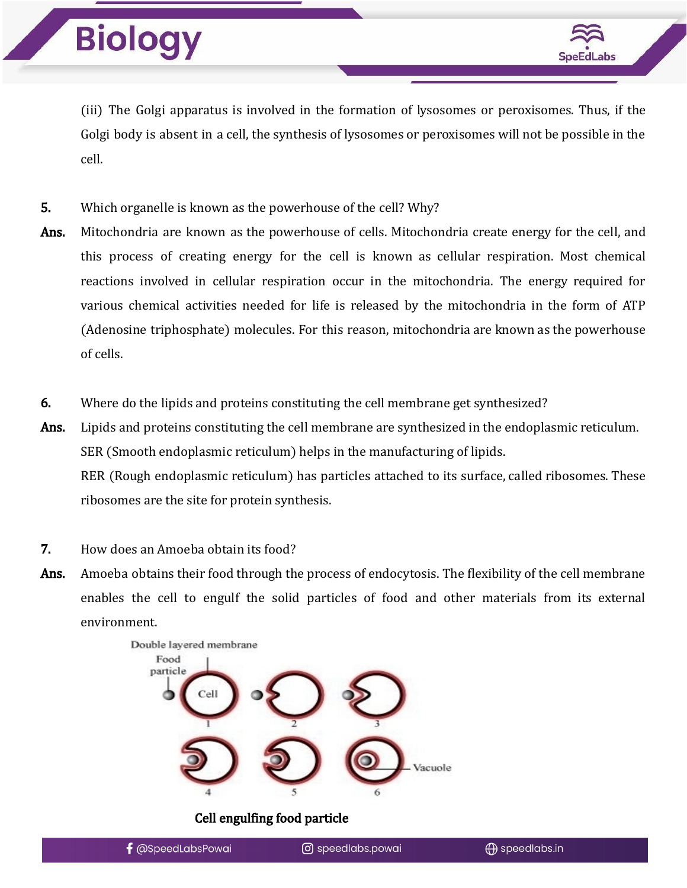(iii) The Golgi apparatus is involved in the formation of lysosomes or peroxisomes. Thus, if the Golgi body is absent in a cell, the synthesis of lysosomes or peroxisomes will not be possible in the cell.

**5.** Which organelle is known as the powerhouse of the cell? Why?

**Ans.** Mitochondria are known as the powerhouse of cells. Mitochondria create energy for the cell, and this process of creating energy for the cell is known as cellular respiration. Most chemical reactions involved in cellular respiration occur in the mitochondria. The energy required for various chemical activities needed for life is released by the mitochondria in the form of ATP (Adenosine triphosphate) molecules. For this reason, mitochondria are known as the powerhouse of cells.

**6.** Where do the lipids and proteins constituting the cell membrane get synthesized?

**Ans.** Lipids and proteins constituting the cell membrane are synthesized in the endoplasmic reticulum.
SER (Smooth endoplasmic reticulum) helps in the manufacturing of lipids.
RER (Rough endoplasmic reticulum) has particles attached to its surface, called ribosomes. These ribosomes are the site for protein synthesis.

**7.** How does an Amoeba obtain its food?

**Ans.** Amoeba obtains their food through the process of endocytosis. The flexibility of the cell membrane enables the cell to engulf the solid particles of food and other materials from its external environment.

Double layered membrane
Food particle
Cell
1 2 3
4 5 6
Vacuole

**Cell engulfing food particle**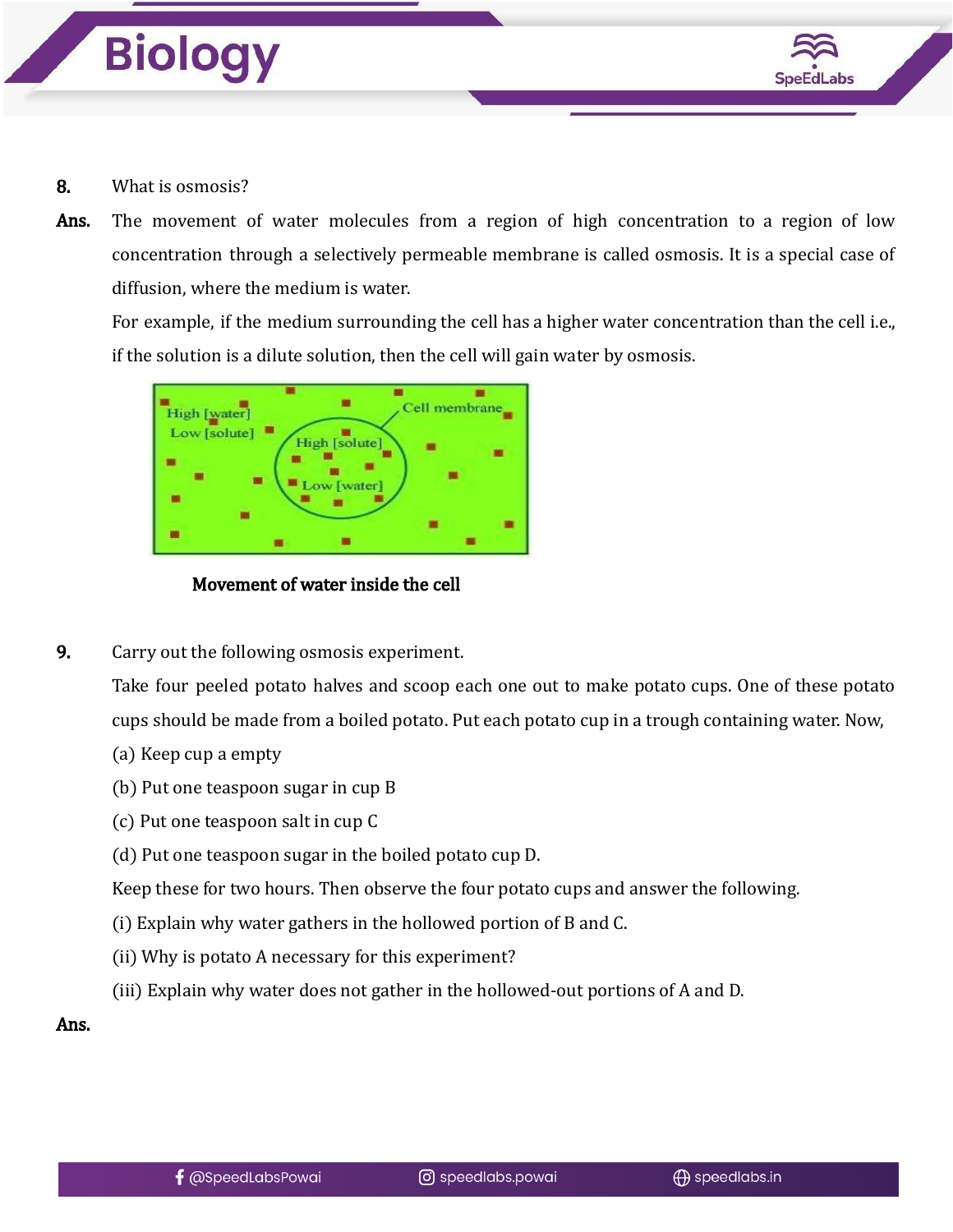**8.** What is osmosis?

**Ans.** The movement of water molecules from a region of high concentration to a region of low concentration through a selectively permeable membrane is called osmosis. It is a special case of diffusion, where the medium is water.

For example, if the medium surrounding the cell has a higher water concentration than the cell i.e., if the solution is a dilute solution, then the cell will gain water by osmosis.

**Movement of water inside the cell**

**9.** Carry out the following osmosis experiment.

Take four peeled potato halves and scoop each one out to make potato cups. One of these potato cups should be made from a boiled potato. Put each potato cup in a trough containing water. Now,

(a) Keep cup a empty

(b) Put one teaspoon sugar in cup B

(c) Put one teaspoon salt in cup C

(d) Put one teaspoon sugar in the boiled potato cup D.

Keep these for two hours. Then observe the four potato cups and answer the following.

(i) Explain why water gathers in the hollowed portion of B and C.

(ii) Why is potato A necessary for this experiment?

(iii) Explain why water does not gather in the hollowed-out portions of A and D.

**Ans.**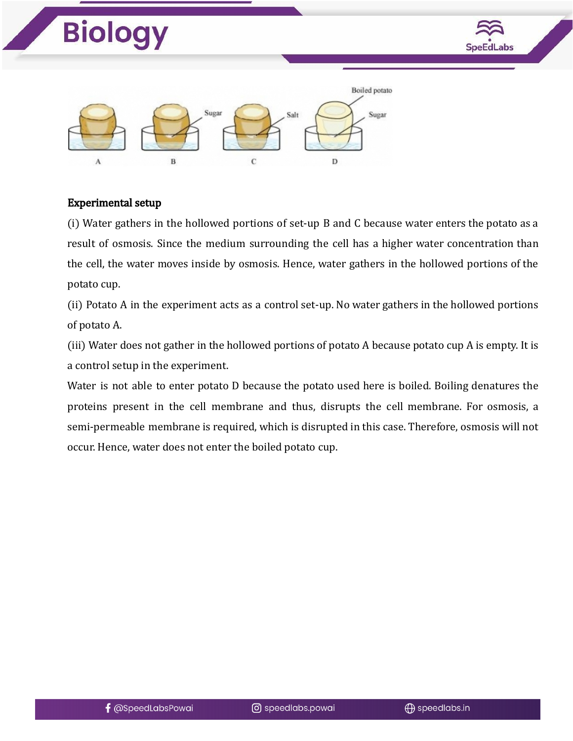Sugar

Salt

Boiled potato

Sugar

A B C D

**Experimental setup**

(i) Water gathers in the hollowed portions of set-up B and C because water enters the potato as a result of osmosis. Since the medium surrounding the cell has a higher water concentration than the cell, the water moves inside by osmosis. Hence, water gathers in the hollowed portions of the potato cup.

(ii) Potato A in the experiment acts as a control set-up. No water gathers in the hollowed portions of potato A.

(iii) Water does not gather in the hollowed portions of potato A because potato cup A is empty. It is a control setup in the experiment.

Water is not able to enter potato D because the potato used here is boiled. Boiling denatures the proteins present in the cell membrane and thus, disrupts the cell membrane. For osmosis, a semi-permeable membrane is required, which is disrupted in this case. Therefore, osmosis will not occur. Hence, water does not enter the boiled potato cup.